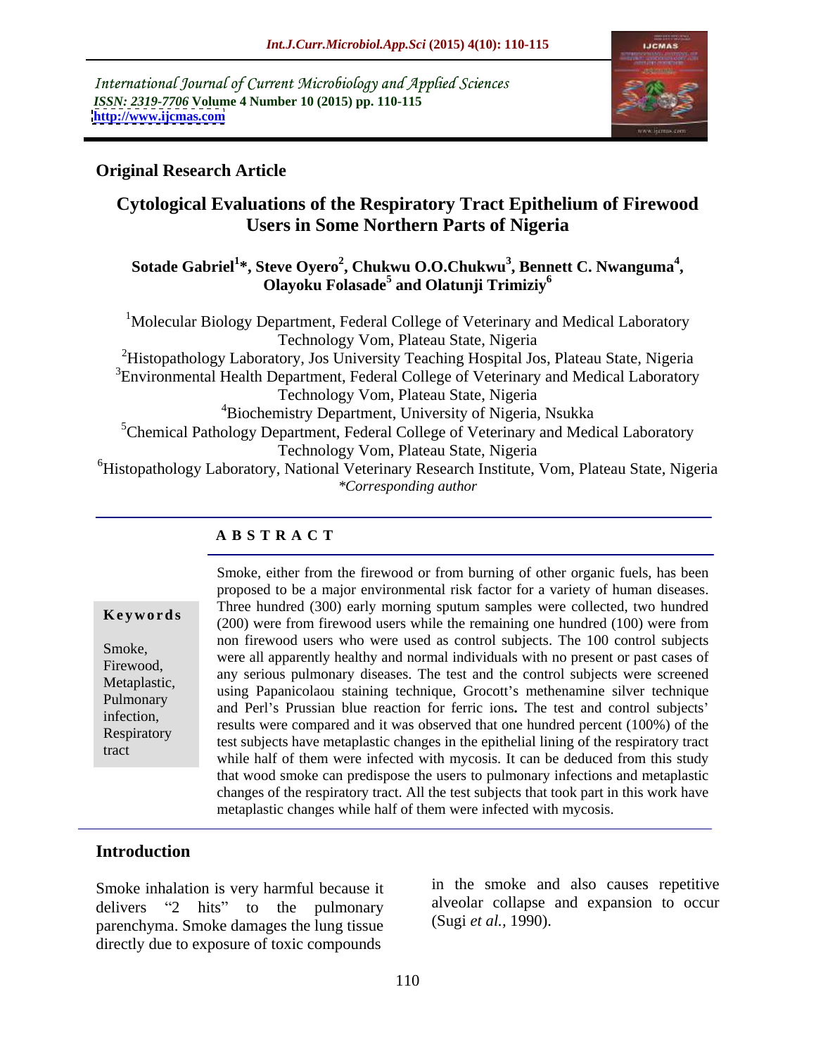International Journal of Current Microbiology and Applied Sciences
*ISSN: 2319-7706* **Volume 4 Number 10 (2015) pp. 110-115**
**http://www.ijcmas.com**

**Original Research Article**

# Cytological Evaluations of the Respiratory Tract Epithelium of Firewood Users in Some Northern Parts of Nigeria

**Sotade Gabriel[1]\*, Steve Oyero[2], Chukwu O.O.Chukwu[3], Bennett C. Nwanguma[4], Olayoku Folasade[5] and Olatunji Trimiziy[6]**

[1]Molecular Biology Department, Federal College of Veterinary and Medical Laboratory Technology Vom, Plateau State, Nigeria
[2]Histopathology Laboratory, Jos University Teaching Hospital Jos, Plateau State, Nigeria
[3]Environmental Health Department, Federal College of Veterinary and Medical Laboratory Technology Vom, Plateau State, Nigeria
[4]Biochemistry Department, University of Nigeria, Nsukka
[5]Chemical Pathology Department, Federal College of Veterinary and Medical Laboratory Technology Vom, Plateau State, Nigeria
[6]Histopathology Laboratory, National Veterinary Research Institute, Vom, Plateau State, Nigeria
*\*Corresponding author*

## A B S T R A C T

**Keywords**

Smoke, Firewood, Metaplastic, Pulmonary infection, Respiratory tract

Smoke, either from the firewood or from burning of other organic fuels, has been proposed to be a major environmental risk factor for a variety of human diseases. Three hundred (300) early morning sputum samples were collected, two hundred (200) were from firewood users while the remaining one hundred (100) were from non firewood users who were used as control subjects. The 100 control subjects were all apparently healthy and normal individuals with no present or past cases of any serious pulmonary diseases. The test and the control subjects were screened using Papanicolaou staining technique, Grocott's methenamine silver technique and Perl's Prussian blue reaction for ferric ions**.** The test and control subjects' results were compared and it was observed that one hundred percent (100%) of the test subjects have metaplastic changes in the epithelial lining of the respiratory tract while half of them were infected with mycosis. It can be deduced from this study that wood smoke can predispose the users to pulmonary infections and metaplastic changes of the respiratory tract. All the test subjects that took part in this work have metaplastic changes while half of them were infected with mycosis.

## Introduction

Smoke inhalation is very harmful because it delivers "2 hits" to the pulmonary parenchyma. Smoke damages the lung tissue directly due to exposure of toxic compounds in the smoke and also causes repetitive alveolar collapse and expansion to occur (Sugi *et al.*, 1990).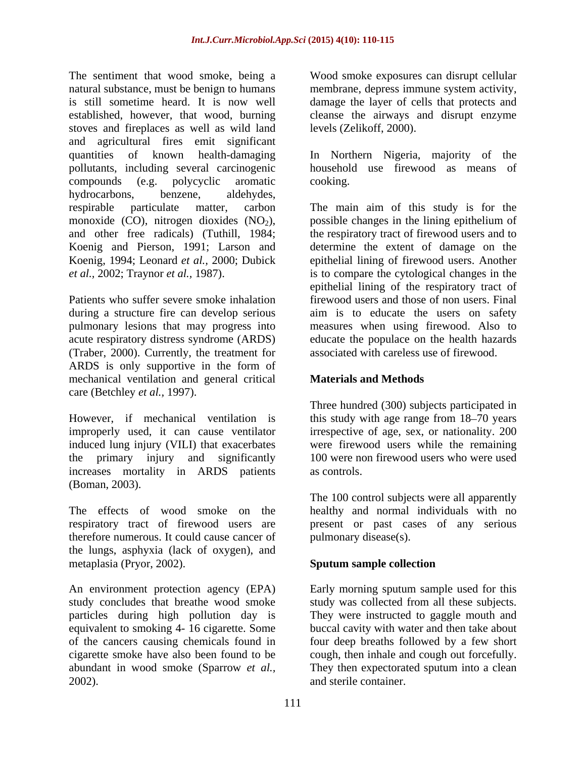The sentiment that wood smoke, being a natural substance, must be benign to humans is still sometime heard. It is now well established, however, that wood, burning stoves and fireplaces as well as wild land and agricultural fires emit significant quantities of known health-damaging pollutants, including several carcinogenic compounds (e.g. polycyclic aromatic hydrocarbons, benzene, aldehydes, respirable particulate matter, carbon monoxide (CO), nitrogen dioxides ($NO_2$), and other free radicals) (Tuthill, 1984; Koenig and Pierson, 1991; Larson and Koenig, 1994; Leonard *et al.,* 2000; Dubick *et al.,* 2002; Traynor *et al.,* 1987).

Patients who suffer severe smoke inhalation during a structure fire can develop serious pulmonary lesions that may progress into acute respiratory distress syndrome (ARDS) (Traber, 2000). Currently, the treatment for ARDS is only supportive in the form of mechanical ventilation and general critical care (Betchley *et al.,* 1997).

However, if mechanical ventilation is improperly used, it can cause ventilator induced lung injury (VILI) that exacerbates the primary injury and significantly increases mortality in ARDS patients (Boman, 2003).

The effects of wood smoke on the respiratory tract of firewood users are therefore numerous. It could cause cancer of the lungs, asphyxia (lack of oxygen), and metaplasia (Pryor, 2002).

An environment protection agency (EPA) study concludes that breathe wood smoke particles during high pollution day is equivalent to smoking 4- 16 cigarette. Some of the cancers causing chemicals found in cigarette smoke have also been found to be abundant in wood smoke (Sparrow *et al.,* 2002).

Wood smoke exposures can disrupt cellular membrane, depress immune system activity, damage the layer of cells that protects and cleanse the airways and disrupt enzyme levels (Zelikoff, 2000).

In Northern Nigeria, majority of the household use firewood as means of cooking.

The main aim of this study is for the possible changes in the lining epithelium of the respiratory tract of firewood users and to determine the extent of damage on the epithelial lining of firewood users. Another is to compare the cytological changes in the epithelial lining of the respiratory tract of firewood users and those of non users. Final aim is to educate the users on safety measures when using firewood. Also to educate the populace on the health hazards associated with careless use of firewood.

## Materials and Methods

Three hundred (300) subjects participated in this study with age range from 18–70 years irrespective of age, sex, or nationality. 200 were firewood users while the remaining 100 were non firewood users who were used as controls.

The 100 control subjects were all apparently healthy and normal individuals with no present or past cases of any serious pulmonary disease(s).

### Sputum sample collection

Early morning sputum sample used for this study was collected from all these subjects. They were instructed to gaggle mouth and buccal cavity with water and then take about four deep breaths followed by a few short cough, then inhale and cough out forcefully. They then expectorated sputum into a clean and sterile container.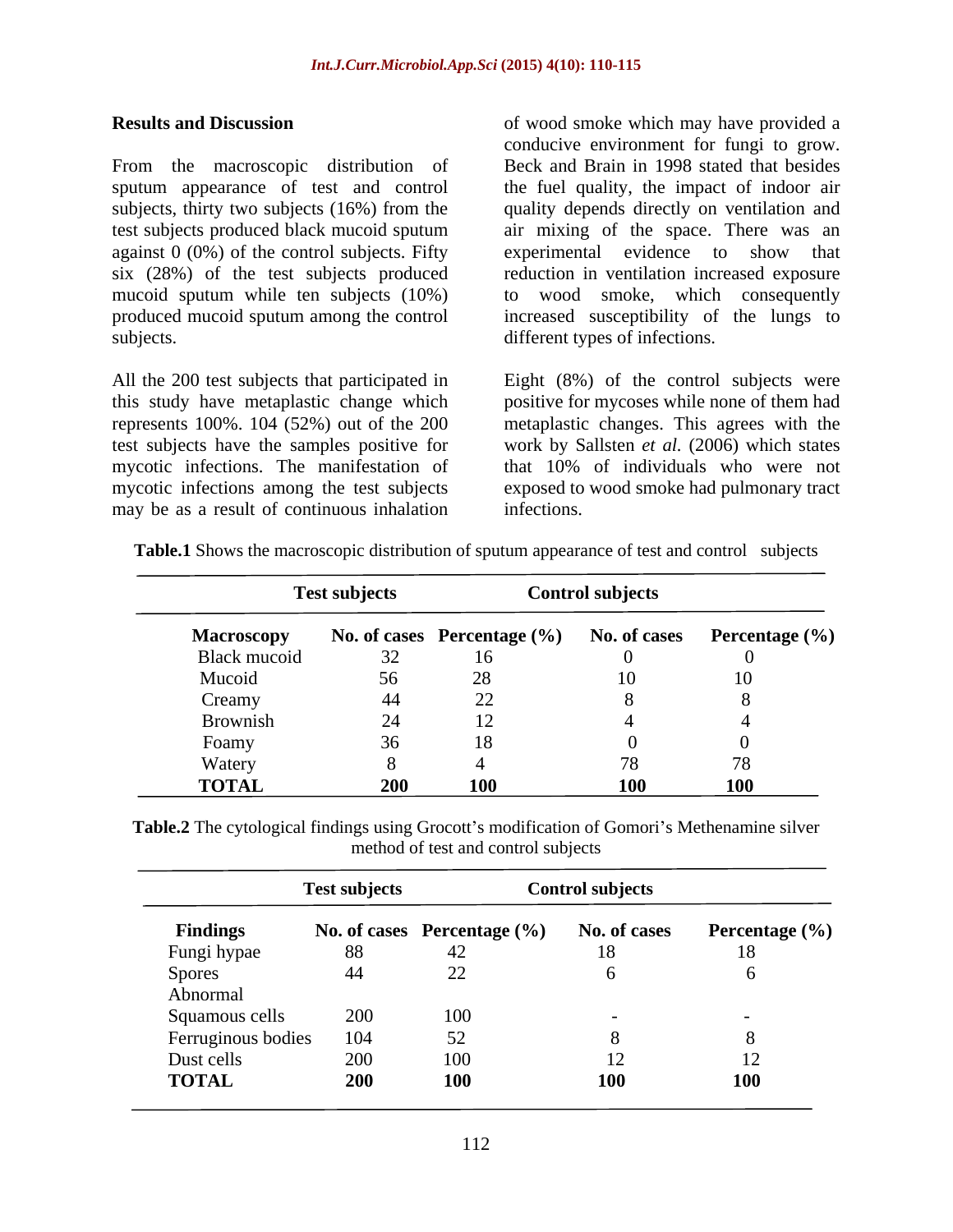## Results and Discussion

From the macroscopic distribution of sputum appearance of test and control subjects, thirty two subjects (16%) from the test subjects produced black mucoid sputum against 0 (0%) of the control subjects. Fifty six (28%) of the test subjects produced mucoid sputum while ten subjects (10%) produced mucoid sputum among the control subjects.

All the 200 test subjects that participated in this study have metaplastic change which represents 100%. 104 (52%) out of the 200 test subjects have the samples positive for mycotic infections. The manifestation of mycotic infections among the test subjects may be as a result of continuous inhalation of wood smoke which may have provided a conducive environment for fungi to grow. Beck and Brain in 1998 stated that besides the fuel quality, the impact of indoor air quality depends directly on ventilation and air mixing of the space. There was an experimental evidence to show that reduction in ventilation increased exposure to wood smoke, which consequently increased susceptibility of the lungs to different types of infections.

Eight (8%) of the control subjects were positive for mycoses while none of them had metaplastic changes. This agrees with the work by Sallsten *et al.* (2006) which states that 10% of individuals who were not exposed to wood smoke had pulmonary tract infections.

**Table.1** Shows the macroscopic distribution of sputum appearance of test and control subjects

| | Test subjects | | Control subjects | |
|---|---|---|---|---|
| **Macroscopy** | **No. of cases** | **Percentage (%)** | **No. of cases** | **Percentage (%)** |
| Black mucoid | 32 | 16 | 0 | 0 |
| Mucoid | 56 | 28 | 10 | 10 |
| Creamy | 44 | 22 | 8 | 8 |
| Brownish | 24 | 12 | 4 | 4 |
| Foamy | 36 | 18 | 0 | 0 |
| Watery | 8 | 4 | 78 | 78 |
| **TOTAL** | **200** | **100** | **100** | **100** |

**Table.2** The cytological findings using Grocott's modification of Gomori's Methenamine silver method of test and control subjects

| | Test subjects | | Control subjects | |
|---|---|---|---|---|
| **Findings** | **No. of cases** | **Percentage (%)** | **No. of cases** | **Percentage (%)** |
| Fungi hypae | 88 | 42 | 18 | 18 |
| Spores | 44 | 22 | 6 | 6 |
| Abnormal | | | | |
| Squamous cells | 200 | 100 | - | - |
| Ferruginous bodies | 104 | 52 | 8 | 8 |
| Dust cells | 200 | 100 | 12 | 12 |
| **TOTAL** | **200** | **100** | **100** | **100** |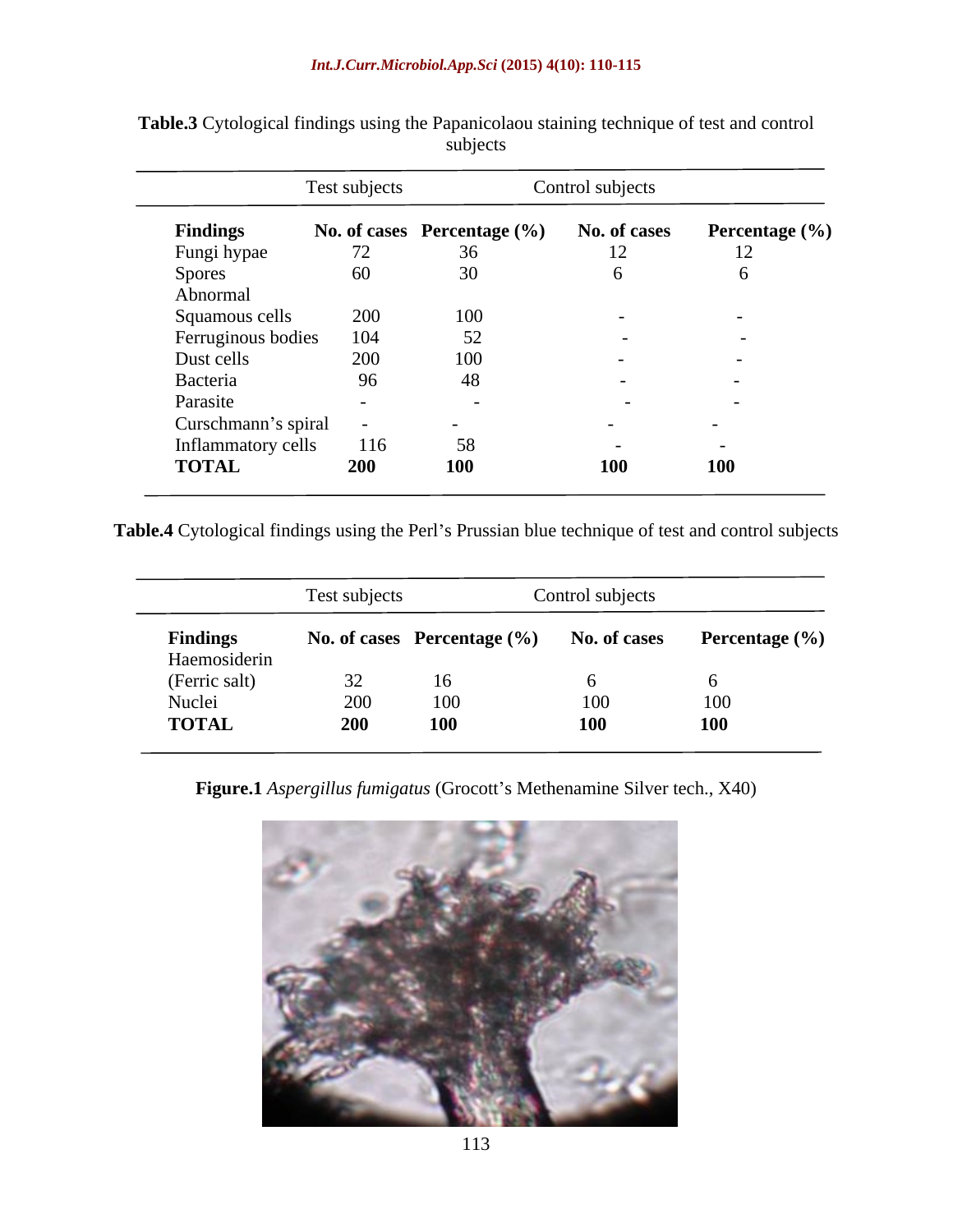**Table.3** Cytological findings using the Papanicolaou staining technique of test and control subjects

| | Test subjects | | Control subjects | |
|---|---|---|---|---|
| **Findings** | **No. of cases** | **Percentage (%)** | **No. of cases** | **Percentage (%)** |
| Fungi hypae | 72 | 36 | 12 | 12 |
| Spores | 60 | 30 | 6 | 6 |
| Abnormal | | | | |
| Squamous cells | 200 | 100 | - | - |
| Ferruginous bodies | 104 | 52 | - | - |
| Dust cells | 200 | 100 | - | - |
| Bacteria | 96 | 48 | - | - |
| Parasite | - | - | - | - |
| Curschmann's spiral | - | - | - | - |
| Inflammatory cells | 116 | 58 | - | - |
| **TOTAL** | **200** | **100** | **100** | **100** |

**Table.4** Cytological findings using the Perl's Prussian blue technique of test and control subjects

| | Test subjects | | Control subjects | |
|---|---|---|---|---|
| **Findings** | **No. of cases** | **Percentage (%)** | **No. of cases** | **Percentage (%)** |
| Haemosiderin (Ferric salt) | 32 | 16 | 6 | 6 |
| Nuclei | 200 | 100 | 100 | 100 |
| **TOTAL** | **200** | **100** | **100** | **100** |

**Figure.1** *Aspergillus fumigatus* (Grocott's Methenamine Silver tech., X40)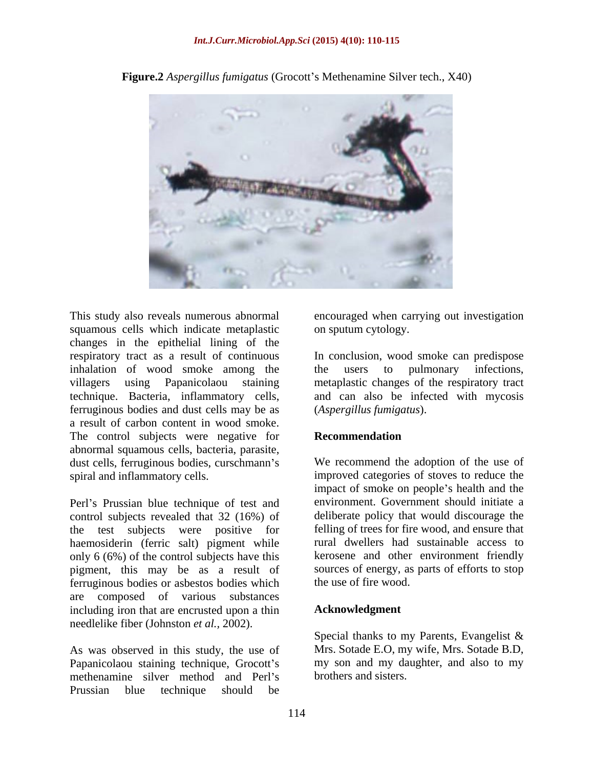**Figure.2** *Aspergillus fumigatus* (Grocott's Methenamine Silver tech., X40)

This study also reveals numerous abnormal squamous cells which indicate metaplastic changes in the epithelial lining of the respiratory tract as a result of continuous inhalation of wood smoke among the villagers using Papanicolaou staining technique. Bacteria, inflammatory cells, ferruginous bodies and dust cells may be as a result of carbon content in wood smoke. The control subjects were negative for abnormal squamous cells, bacteria, parasite, dust cells, ferruginous bodies, curschmann's spiral and inflammatory cells.

Perl's Prussian blue technique of test and control subjects revealed that 32 (16%) of the test subjects were positive for haemosiderin (ferric salt) pigment while only 6 (6%) of the control subjects have this pigment, this may be as a result of ferruginous bodies or asbestos bodies which are composed of various substances including iron that are encrusted upon a thin needlelike fiber (Johnston *et al.*, 2002).

As was observed in this study, the use of Papanicolaou staining technique, Grocott's methenamine silver method and Perl's Prussian blue technique should be encouraged when carrying out investigation on sputum cytology.

In conclusion, wood smoke can predispose the users to pulmonary infections, metaplastic changes of the respiratory tract and can also be infected with mycosis (*Aspergillus fumigatus*).

## Recommendation

We recommend the adoption of the use of improved categories of stoves to reduce the impact of smoke on people's health and the environment. Government should initiate a deliberate policy that would discourage the felling of trees for fire wood, and ensure that rural dwellers had sustainable access to kerosene and other environment friendly sources of energy, as parts of efforts to stop the use of fire wood.

## Acknowledgment

Special thanks to my Parents, Evangelist & Mrs. Sotade E.O, my wife, Mrs. Sotade B.D, my son and my daughter, and also to my brothers and sisters.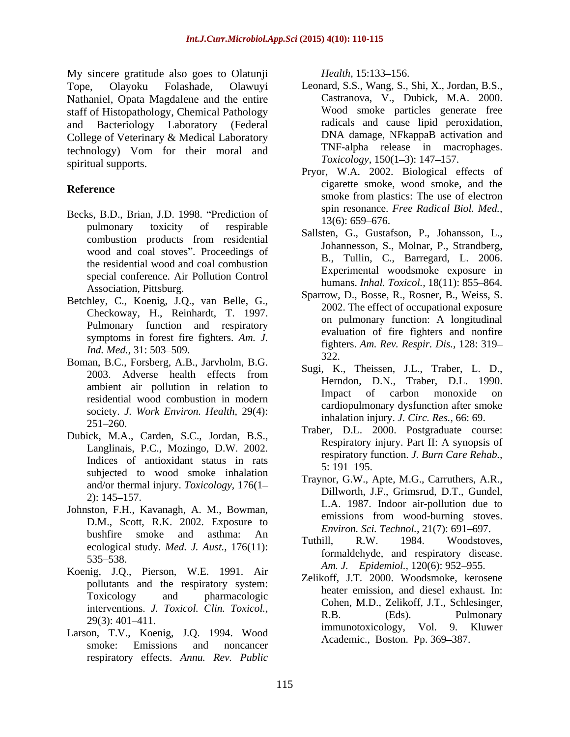My sincere gratitude also goes to Olatunji Tope, Olayoku Folashade, Olawuyi Nathaniel, Opata Magdalene and the entire staff of Histopathology, Chemical Pathology and Bacteriology Laboratory (Federal College of Veterinary & Medical Laboratory technology) Vom for their moral and spiritual supports.

## Reference

Becks, B.D., Brian, J.D. 1998. “Prediction of pulmonary toxicity of respirable combustion products from residential wood and coal stoves”. Proceedings of the residential wood and coal combustion special conference. Air Pollution Control Association, Pittsburg.

Betchley, C., Koenig, J.Q., van Belle, G., Checkoway, H., Reinhardt, T. 1997. Pulmonary function and respiratory symptoms in forest fire fighters. *Am. J. Ind. Med.,* 31: 503–509.

Boman, B.C., Forsberg, A.B., Jarvholm, B.G. 2003. Adverse health effects from ambient air pollution in relation to residential wood combustion in modern society. *J. Work Environ. Health,* 29(4): 251–260.

Dubick, M.A., Carden, S.C., Jordan, B.S., Langlinais, P.C., Mozingo, D.W. 2002. Indices of antioxidant status in rats subjected to wood smoke inhalation and/or thermal injury. *Toxicology,* 176(1–2): 145–157.

Johnston, F.H., Kavanagh, A. M., Bowman, D.M., Scott, R.K. 2002. Exposure to bushfire smoke and asthma: An ecological study. *Med. J. Aust.,* 176(11): 535–538.

Koenig, J.Q., Pierson, W.E. 1991. Air pollutants and the respiratory system: Toxicology and pharmacologic interventions. *J. Toxicol. Clin. Toxicol.,* 29(3): 401–411.

Larson, T.V., Koenig, J.Q. 1994. Wood smoke: Emissions and noncancer respiratory effects. *Annu. Rev. Public Health,* 15:133–156.

Leonard, S.S., Wang, S., Shi, X., Jordan, B.S., Castranova, V., Dubick, M.A. 2000. Wood smoke particles generate free radicals and cause lipid peroxidation, DNA damage, NFkappaB activation and TNF-alpha release in macrophages. *Toxicology,* 150(1–3): 147–157.

Pryor, W.A. 2002. Biological effects of cigarette smoke, wood smoke, and the smoke from plastics: The use of electron spin resonance. *Free Radical Biol. Med.,* 13(6): 659–676.

Sallsten, G., Gustafson, P., Johansson, L., Johannesson, S., Molnar, P., Strandberg, B., Tullin, C., Barregard, L. 2006. Experimental woodsmoke exposure in humans. *Inhal. Toxicol.,* 18(11): 855–864.

Sparrow, D., Bosse, R., Rosner, B., Weiss, S. 2002. The effect of occupational exposure on pulmonary function: A longitudinal evaluation of fire fighters and nonfire fighters. *Am. Rev. Respir. Dis.,* 128: 319–322.

Sugi, K., Theissen, J.L., Traber, L. D., Herndon, D.N., Traber, D.L. 1990. Impact of carbon monoxide on cardiopulmonary dysfunction after smoke inhalation injury. *J. Circ. Res.,* 66: 69.

Traber, D.L. 2000. Postgraduate course: Respiratory injury. Part II: A synopsis of respiratory function. *J. Burn Care Rehab.,* 5: 191–195.

Traynor, G.W., Apte, M.G., Carruthers, A.R., Dillworth, J.F., Grimsrud, D.T., Gundel, L.A. 1987. Indoor air-pollution due to emissions from wood-burning stoves. *Environ. Sci. Technol.,* 21(7): 691–697.

Tuthill, R.W. 1984. Woodstoves, formaldehyde, and respiratory disease. *Am. J. Epidemiol.,* 120(6): 952–955.

Zelikoff, J.T. 2000. Woodsmoke, kerosene heater emission, and diesel exhaust. In: Cohen, M.D., Zelikoff, J.T., Schlesinger, R.B. (Eds). Pulmonary immunotoxicology, Vol. 9. Kluwer Academic., Boston. Pp. 369–387.